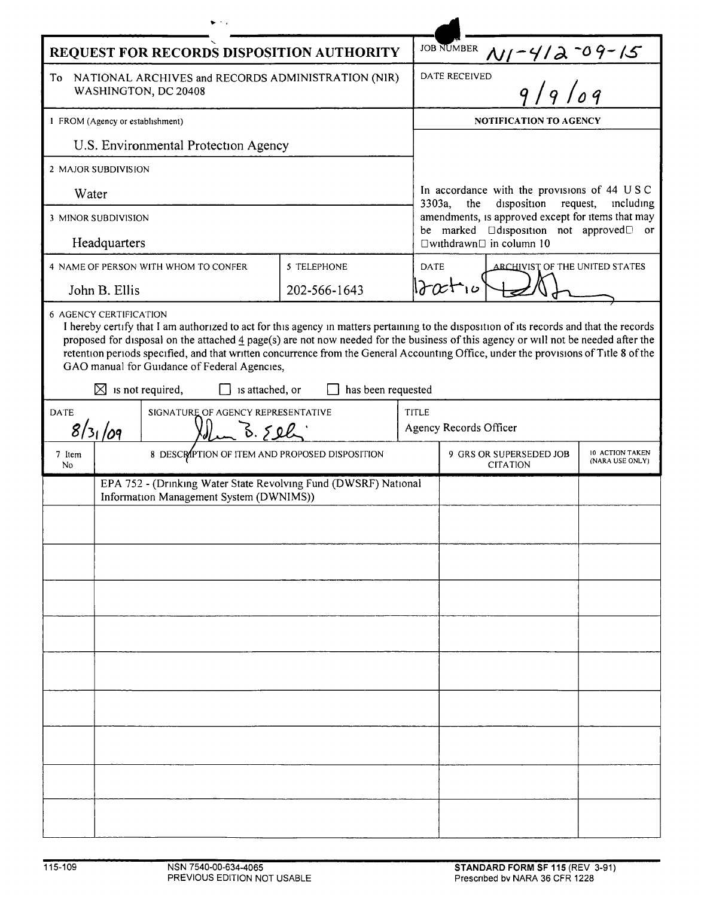# REQUEST FOR RECORDS DISPOSITION AUTHORITY

| | |
|---|---|
| **JOB NUMBER** | N1-412-09-15 |
| **DATE RECEIVED** | 9/9/09 |

To NATIONAL ARCHIVES and RECORDS ADMINISTRATION (NIR) WASHINGTON, DC 20408

1 FROM (Agency or establishment)

U.S. Environmental Protection Agency

2 MAJOR SUBDIVISION

Water

3 MINOR SUBDIVISION

Headquarters

| 4 NAME OF PERSON WITH WHOM TO CONFER | 5 TELEPHONE |
|---|---|
| John B. Ellis | 202-566-1643 |

**NOTIFICATION TO AGENCY**

In accordance with the provisions of 44 USC 3303a, the disposition request, including amendments, is approved except for items that may be marked "disposition not approved" or "withdrawn" in column 10

| DATE | ARCHIVIST OF THE UNITED STATES |
|---|---|
| 12 Oct 10 | (signature) |

6 AGENCY CERTIFICATION

I hereby certify that I am authorized to act for this agency in matters pertaining to the disposition of its records and that the records proposed for disposal on the attached 4 page(s) are not now needed for the business of this agency or will not be needed after the retention periods specified, and that written concurrence from the General Accounting Office, under the provisions of Title 8 of the GAO manual for Guidance of Federal Agencies,

☒ is not required, ☐ is attached, or ☐ has been requested

| DATE | SIGNATURE OF AGENCY REPRESENTATIVE | TITLE |
|---|---|---|
| 8/31/09 | John B. Ellis | Agency Records Officer |

| 7 Item No | 8 DESCRIPTION OF ITEM AND PROPOSED DISPOSITION | 9 GRS OR SUPERSEDED JOB CITATION | 10 ACTION TAKEN (NARA USE ONLY) |
|---|---|---|---|
| | EPA 752 - (Drinking Water State Revolving Fund (DWSRF) National Information Management System (DWNIMS)) | | |

115-109 NSN 7540-00-634-4065 PREVIOUS EDITION NOT USABLE

**STANDARD FORM SF 115** (REV 3-91) Prescribed by NARA 36 CFR 1228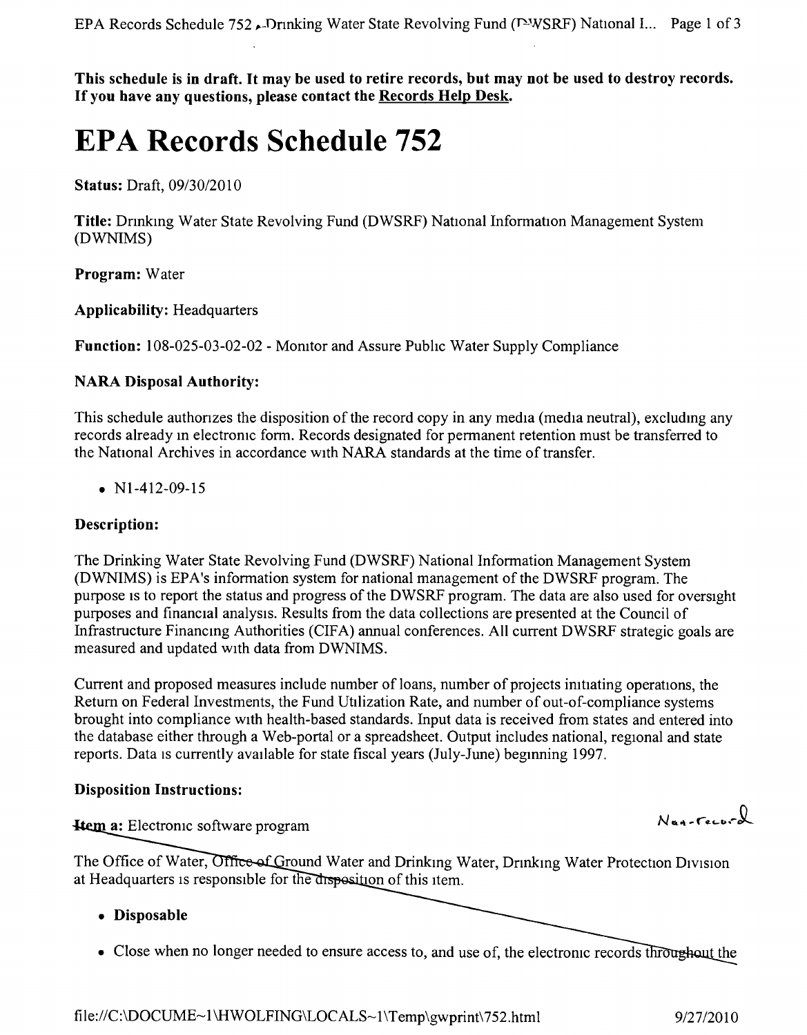**This schedule is in draft. It may be used to retire records, but may not be used to destroy records. If you have any questions, please contact the Records Help Desk.**

# EPA Records Schedule 752

**Status:** Draft, 09/30/2010

**Title:** Drinking Water State Revolving Fund (DWSRF) National Information Management System (DWNIMS)

**Program:** Water

**Applicability:** Headquarters

**Function:** 108-025-03-02-02 - Monitor and Assure Public Water Supply Compliance

**NARA Disposal Authority:**

This schedule authorizes the disposition of the record copy in any media (media neutral), excluding any records already in electronic form. Records designated for permanent retention must be transferred to the National Archives in accordance with NARA standards at the time of transfer.

- N1-412-09-15

**Description:**

The Drinking Water State Revolving Fund (DWSRF) National Information Management System (DWNIMS) is EPA's information system for national management of the DWSRF program. The purpose is to report the status and progress of the DWSRF program. The data are also used for oversight purposes and financial analysis. Results from the data collections are presented at the Council of Infrastructure Financing Authorities (CIFA) annual conferences. All current DWSRF strategic goals are measured and updated with data from DWNIMS.

Current and proposed measures include number of loans, number of projects initiating operations, the Return on Federal Investments, the Fund Utilization Rate, and number of out-of-compliance systems brought into compliance with health-based standards. Input data is received from states and entered into the database either through a Web-portal or a spreadsheet. Output includes national, regional and state reports. Data is currently available for state fiscal years (July-June) beginning 1997.

**Disposition Instructions:**

**Item a:** Electronic software program

Non-record

The Office of Water, Office of Ground Water and Drinking Water, Drinking Water Protection Division at Headquarters is responsible for the disposition of this item.

- **Disposable**
- Close when no longer needed to ensure access to, and use of, the electronic records throughout the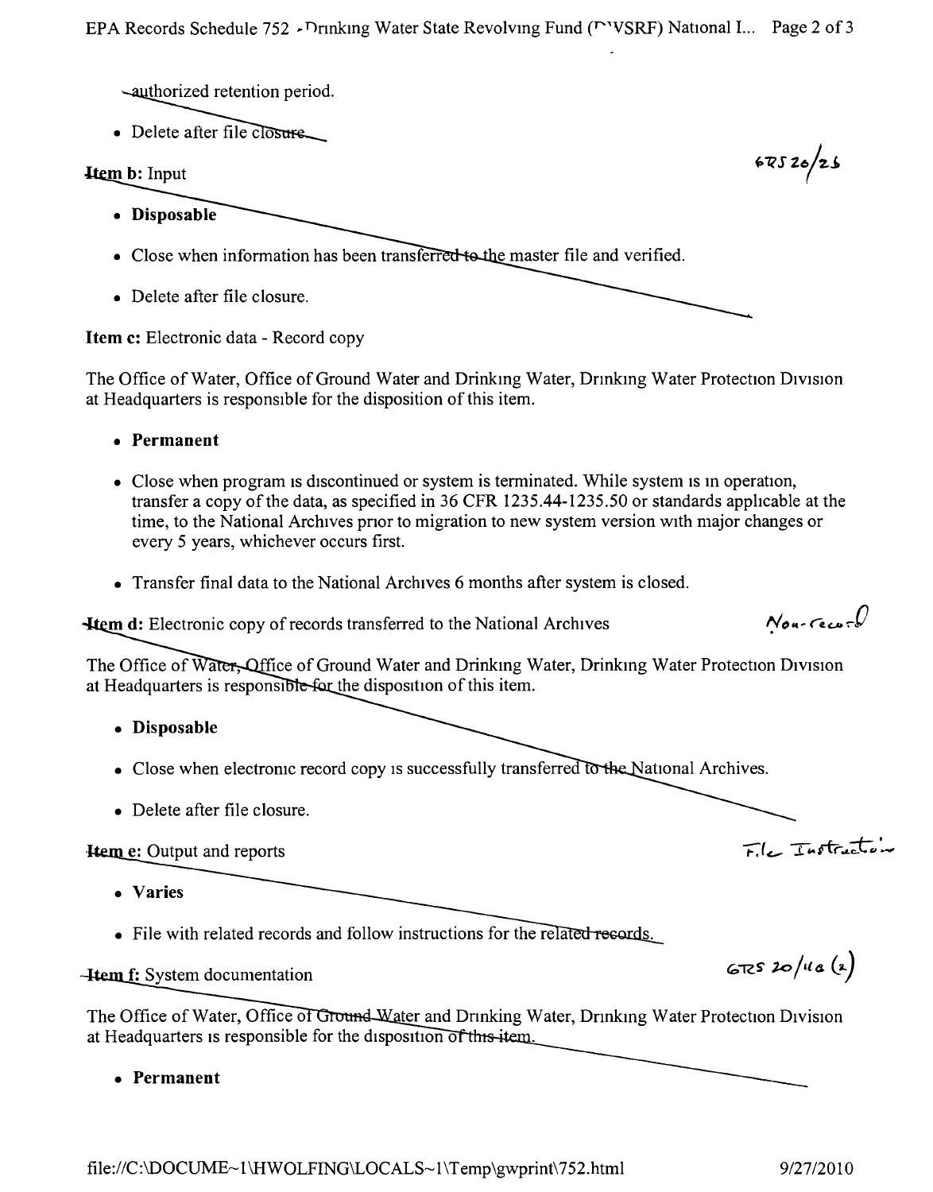authorized retention period.

- Delete after file closure.

**Item b:** Input

GRS 20/2b

- **Disposable**
- Close when information has been transferred to the master file and verified.
- Delete after file closure.

**Item c:** Electronic data - Record copy

The Office of Water, Office of Ground Water and Drinking Water, Drinking Water Protection Division at Headquarters is responsible for the disposition of this item.

- **Permanent**
- Close when program is discontinued or system is terminated. While system is in operation, transfer a copy of the data, as specified in 36 CFR 1235.44-1235.50 or standards applicable at the time, to the National Archives prior to migration to new system version with major changes or every 5 years, whichever occurs first.
- Transfer final data to the National Archives 6 months after system is closed.

**Item d:** Electronic copy of records transferred to the National Archives

Non-record

The Office of Water, Office of Ground Water and Drinking Water, Drinking Water Protection Division at Headquarters is responsible for the disposition of this item.

- **Disposable**
- Close when electronic record copy is successfully transferred to the National Archives.
- Delete after file closure.

**Item e:** Output and reports

File Instruction

- **Varies**
- File with related records and follow instructions for the related records.

**Item f:** System documentation

GRS 20/11a (2)

The Office of Water, Office of Ground Water and Drinking Water, Drinking Water Protection Division at Headquarters is responsible for the disposition of this item.

- **Permanent**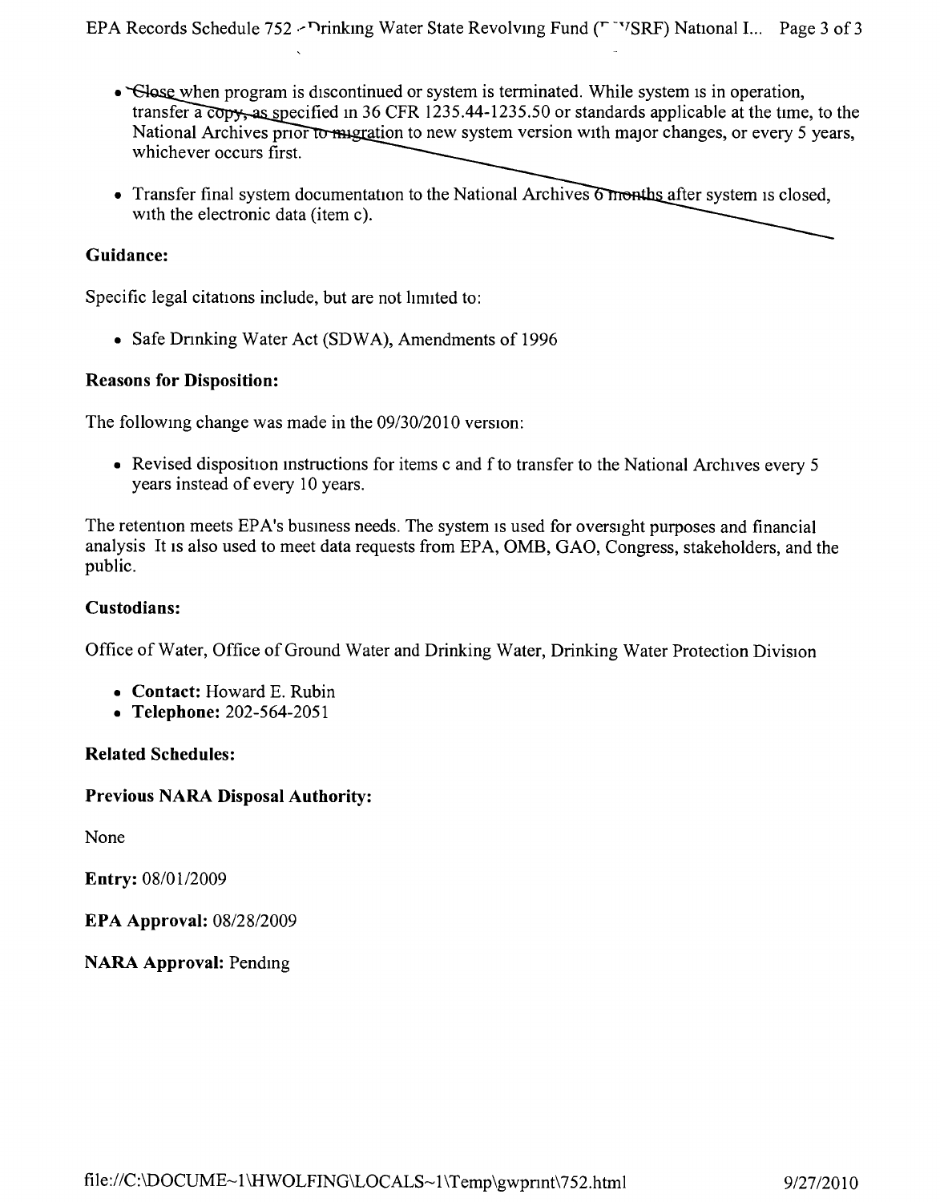- Close when program is discontinued or system is terminated. While system is in operation, transfer a copy, as specified in 36 CFR 1235.44-1235.50 or standards applicable at the time, to the National Archives prior to migration to new system version with major changes, or every 5 years, whichever occurs first.
- Transfer final system documentation to the National Archives 6 months after system is closed, with the electronic data (item c).

### Guidance:

Specific legal citations include, but are not limited to:

- Safe Drinking Water Act (SDWA), Amendments of 1996

### Reasons for Disposition:

The following change was made in the 09/30/2010 version:

- Revised disposition instructions for items c and f to transfer to the National Archives every 5 years instead of every 10 years.

The retention meets EPA's business needs. The system is used for oversight purposes and financial analysis It is also used to meet data requests from EPA, OMB, GAO, Congress, stakeholders, and the public.

### Custodians:

Office of Water, Office of Ground Water and Drinking Water, Drinking Water Protection Division

- **Contact:** Howard E. Rubin
- **Telephone:** 202-564-2051

### Related Schedules:

### Previous NARA Disposal Authority:

None

**Entry:** 08/01/2009

**EPA Approval:** 08/28/2009

**NARA Approval:** Pending